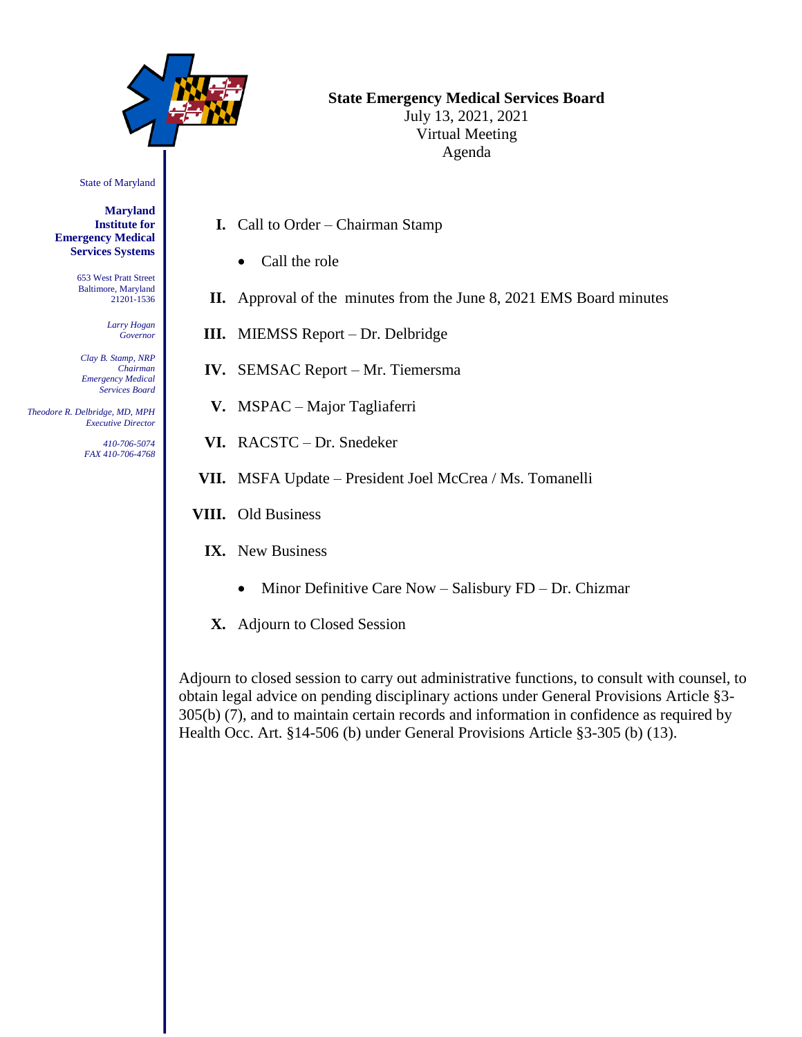State of Maryland

**Maryland Institute for Emergency Medical Services Systems**

653 West Pratt Street
Baltimore, Maryland
21201-1536

*Larry Hogan*
*Governor*

*Clay B. Stamp, NRP*
*Chairman*
*Emergency Medical Services Board*

*Theodore R. Delbridge, MD, MPH*
*Executive Director*

*410-706-5074*
*FAX 410-706-4768*

**State Emergency Medical Services Board**
July 13, 2021, 2021
Virtual Meeting
Agenda

**I.** Call to Order – Chairman Stamp

- Call the role

**II.** Approval of the minutes from the June 8, 2021 EMS Board minutes

**III.** MIEMSS Report – Dr. Delbridge

**IV.** SEMSAC Report – Mr. Tiemersma

**V.** MSPAC – Major Tagliaferri

**VI.** RACSTC – Dr. Snedeker

**VII.** MSFA Update – President Joel McCrea / Ms. Tomanelli

**VIII.** Old Business

**IX.** New Business

- Minor Definitive Care Now – Salisbury FD – Dr. Chizmar

**X.** Adjourn to Closed Session

Adjourn to closed session to carry out administrative functions, to consult with counsel, to obtain legal advice on pending disciplinary actions under General Provisions Article §3-305(b) (7), and to maintain certain records and information in confidence as required by Health Occ. Art. §14-506 (b) under General Provisions Article §3-305 (b) (13).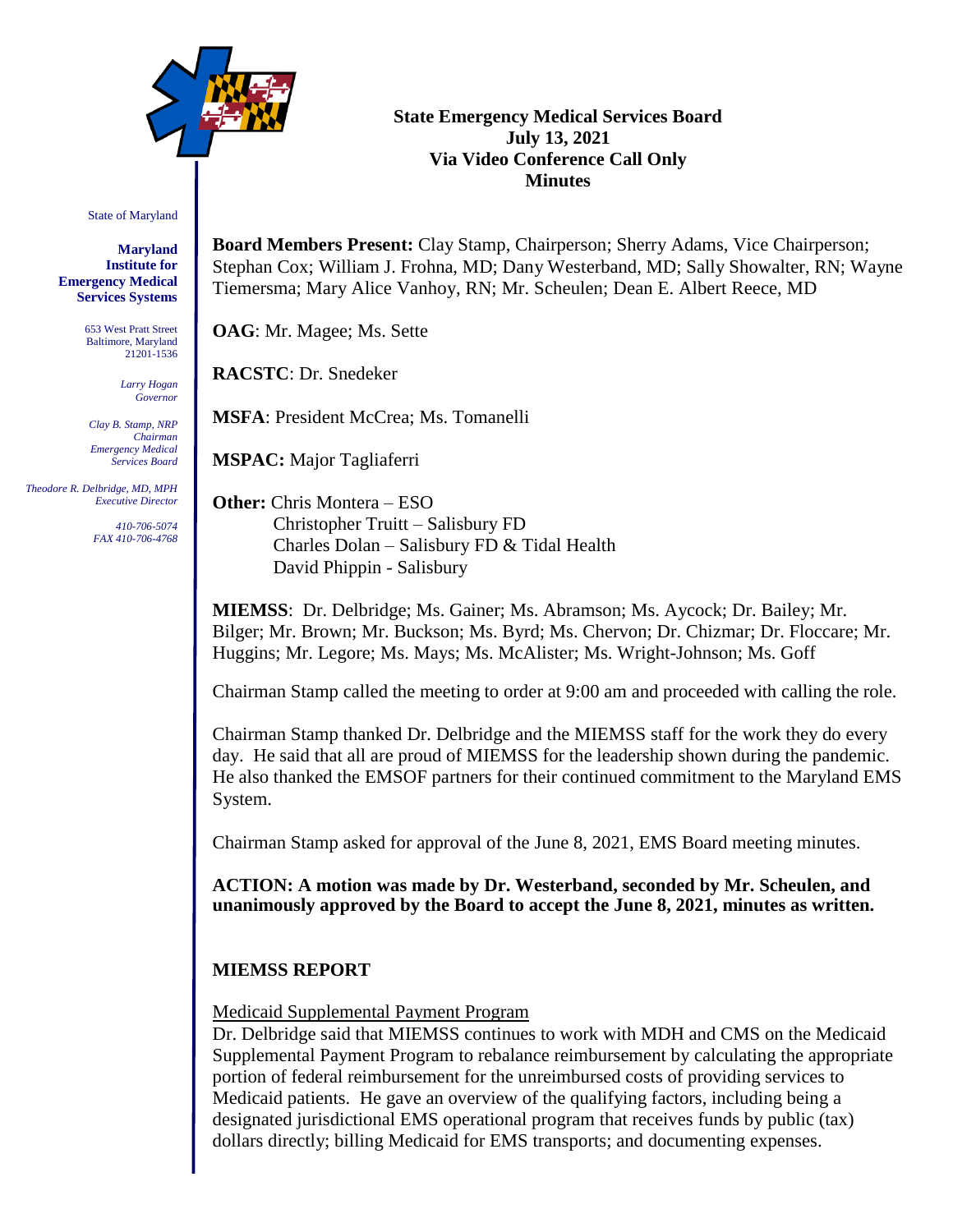# State Emergency Medical Services Board
# July 13, 2021
# Via Video Conference Call Only
# Minutes

State of Maryland

**Maryland Institute for Emergency Medical Services Systems**

653 West Pratt Street
Baltimore, Maryland
21201-1536

*Larry Hogan*
*Governor*

*Clay B. Stamp, NRP*
*Chairman*
*Emergency Medical Services Board*

*Theodore R. Delbridge, MD, MPH*
*Executive Director*

*410-706-5074*
*FAX 410-706-4768*

**Board Members Present:** Clay Stamp, Chairperson; Sherry Adams, Vice Chairperson; Stephan Cox; William J. Frohna, MD; Dany Westerband, MD; Sally Showalter, RN; Wayne Tiemersma; Mary Alice Vanhoy, RN; Mr. Scheulen; Dean E. Albert Reece, MD

**OAG**: Mr. Magee; Ms. Sette

**RACSTC**: Dr. Snedeker

**MSFA**: President McCrea; Ms. Tomanelli

**MSPAC:** Major Tagliaferri

**Other:** Chris Montera – ESO
Christopher Truitt – Salisbury FD
Charles Dolan – Salisbury FD & Tidal Health
David Phippin - Salisbury

**MIEMSS**: Dr. Delbridge; Ms. Gainer; Ms. Abramson; Ms. Aycock; Dr. Bailey; Mr. Bilger; Mr. Brown; Mr. Buckson; Ms. Byrd; Ms. Chervon; Dr. Chizmar; Dr. Floccare; Mr. Huggins; Mr. Legore; Ms. Mays; Ms. McAlister; Ms. Wright-Johnson; Ms. Goff

Chairman Stamp called the meeting to order at 9:00 am and proceeded with calling the role.

Chairman Stamp thanked Dr. Delbridge and the MIEMSS staff for the work they do every day. He said that all are proud of MIEMSS for the leadership shown during the pandemic. He also thanked the EMSOF partners for their continued commitment to the Maryland EMS System.

Chairman Stamp asked for approval of the June 8, 2021, EMS Board meeting minutes.

**ACTION: A motion was made by Dr. Westerband, seconded by Mr. Scheulen, and unanimously approved by the Board to accept the June 8, 2021, minutes as written.**

## MIEMSS REPORT

Medicaid Supplemental Payment Program

Dr. Delbridge said that MIEMSS continues to work with MDH and CMS on the Medicaid Supplemental Payment Program to rebalance reimbursement by calculating the appropriate portion of federal reimbursement for the unreimbursed costs of providing services to Medicaid patients. He gave an overview of the qualifying factors, including being a designated jurisdictional EMS operational program that receives funds by public (tax) dollars directly; billing Medicaid for EMS transports; and documenting expenses.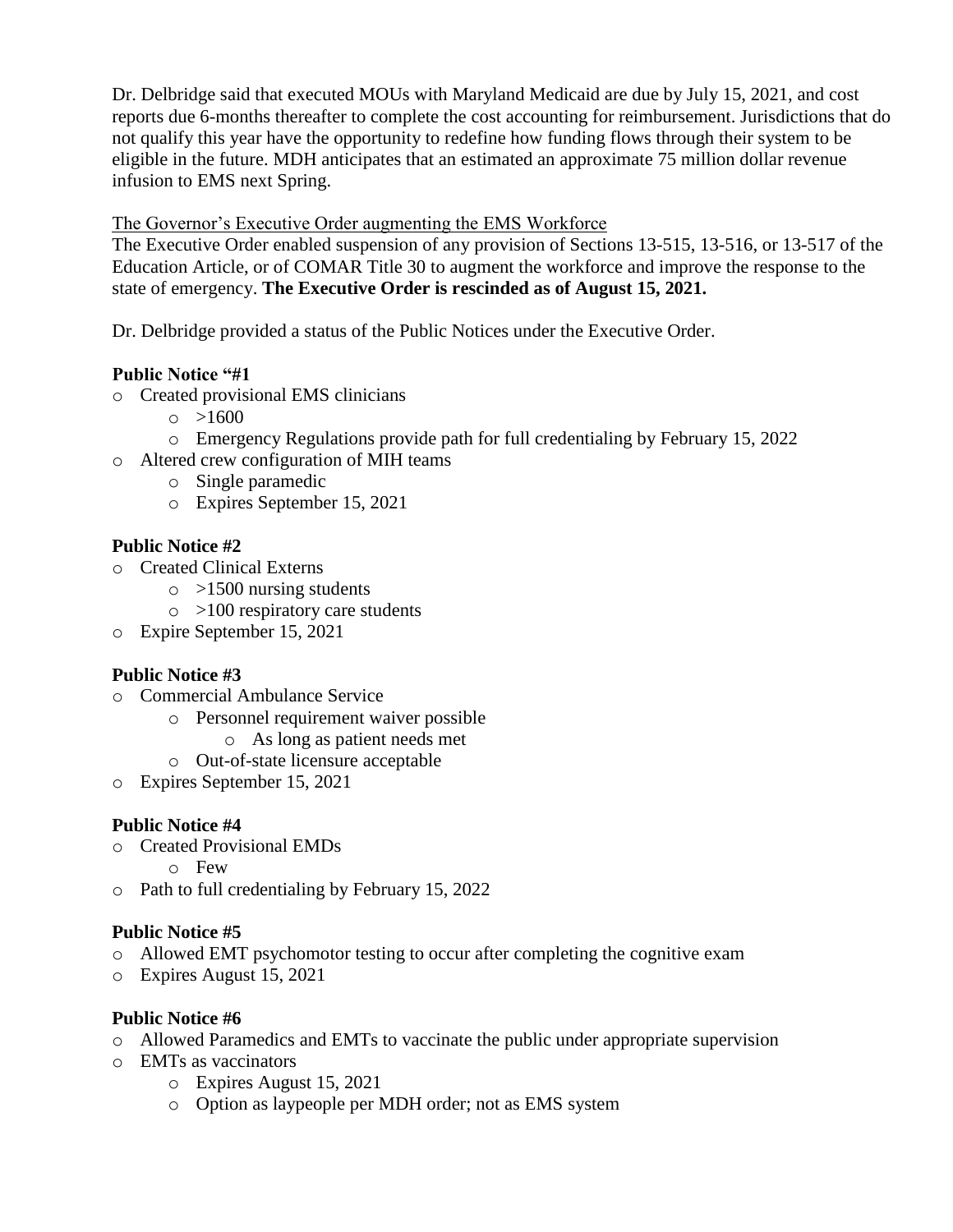Dr. Delbridge said that executed MOUs with Maryland Medicaid are due by July 15, 2021, and cost reports due 6-months thereafter to complete the cost accounting for reimbursement. Jurisdictions that do not qualify this year have the opportunity to redefine how funding flows through their system to be eligible in the future. MDH anticipates that an estimated an approximate 75 million dollar revenue infusion to EMS next Spring.

<u>The Governor's Executive Order augmenting the EMS Workforce</u>

The Executive Order enabled suspension of any provision of Sections 13-515, 13-516, or 13-517 of the Education Article, or of COMAR Title 30 to augment the workforce and improve the response to the state of emergency. **The Executive Order is rescinded as of August 15, 2021.**

Dr. Delbridge provided a status of the Public Notices under the Executive Order.

**Public Notice "#1**

- Created provisional EMS clinicians
  - >1600
  - Emergency Regulations provide path for full credentialing by February 15, 2022
- Altered crew configuration of MIH teams
  - Single paramedic
  - Expires September 15, 2021

**Public Notice #2**

- Created Clinical Externs
  - >1500 nursing students
  - >100 respiratory care students
- Expire September 15, 2021

**Public Notice #3**

- Commercial Ambulance Service
  - Personnel requirement waiver possible
    - As long as patient needs met
  - Out-of-state licensure acceptable
- Expires September 15, 2021

**Public Notice #4**

- Created Provisional EMDs
  - Few
- Path to full credentialing by February 15, 2022

**Public Notice #5**

- Allowed EMT psychomotor testing to occur after completing the cognitive exam
- Expires August 15, 2021

**Public Notice #6**

- Allowed Paramedics and EMTs to vaccinate the public under appropriate supervision
- EMTs as vaccinators
  - Expires August 15, 2021
  - Option as laypeople per MDH order; not as EMS system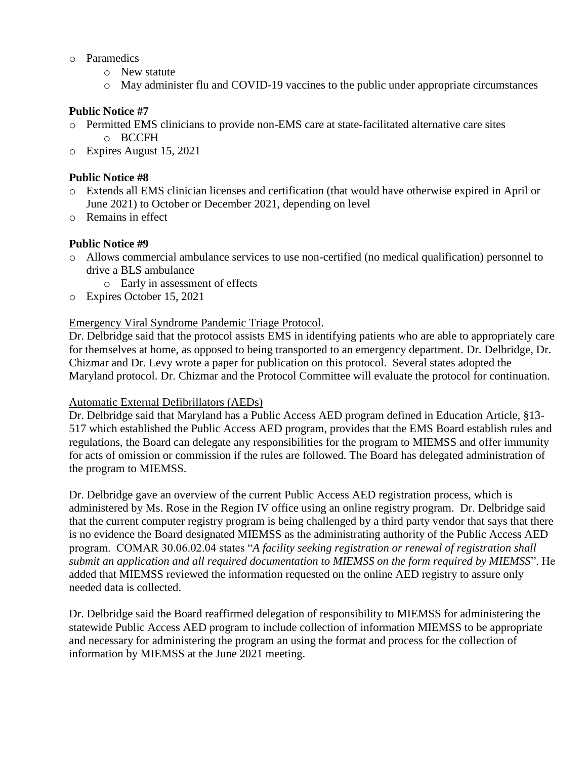- Paramedics
    - New statute
    - May administer flu and COVID-19 vaccines to the public under appropriate circumstances

**Public Notice #7**

- Permitted EMS clinicians to provide non-EMS care at state-facilitated alternative care sites
    - BCCFH
- Expires August 15, 2021

**Public Notice #8**

- Extends all EMS clinician licenses and certification (that would have otherwise expired in April or June 2021) to October or December 2021, depending on level
- Remains in effect

**Public Notice #9**

- Allows commercial ambulance services to use non-certified (no medical qualification) personnel to drive a BLS ambulance
    - Early in assessment of effects
- Expires October 15, 2021

<u>Emergency Viral Syndrome Pandemic Triage Protocol</u>.

Dr. Delbridge said that the protocol assists EMS in identifying patients who are able to appropriately care for themselves at home, as opposed to being transported to an emergency department. Dr. Delbridge, Dr. Chizmar and Dr. Levy wrote a paper for publication on this protocol. Several states adopted the Maryland protocol. Dr. Chizmar and the Protocol Committee will evaluate the protocol for continuation.

<u>Automatic External Defibrillators (AEDs)</u>

Dr. Delbridge said that Maryland has a Public Access AED program defined in Education Article, §13-517 which established the Public Access AED program, provides that the EMS Board establish rules and regulations, the Board can delegate any responsibilities for the program to MIEMSS and offer immunity for acts of omission or commission if the rules are followed. The Board has delegated administration of the program to MIEMSS.

Dr. Delbridge gave an overview of the current Public Access AED registration process, which is administered by Ms. Rose in the Region IV office using an online registry program. Dr. Delbridge said that the current computer registry program is being challenged by a third party vendor that says that there is no evidence the Board designated MIEMSS as the administrating authority of the Public Access AED program. COMAR 30.06.02.04 states "*A facility seeking registration or renewal of registration shall submit an application and all required documentation to MIEMSS on the form required by MIEMSS*". He added that MIEMSS reviewed the information requested on the online AED registry to assure only needed data is collected.

Dr. Delbridge said the Board reaffirmed delegation of responsibility to MIEMSS for administering the statewide Public Access AED program to include collection of information MIEMSS to be appropriate and necessary for administering the program an using the format and process for the collection of information by MIEMSS at the June 2021 meeting.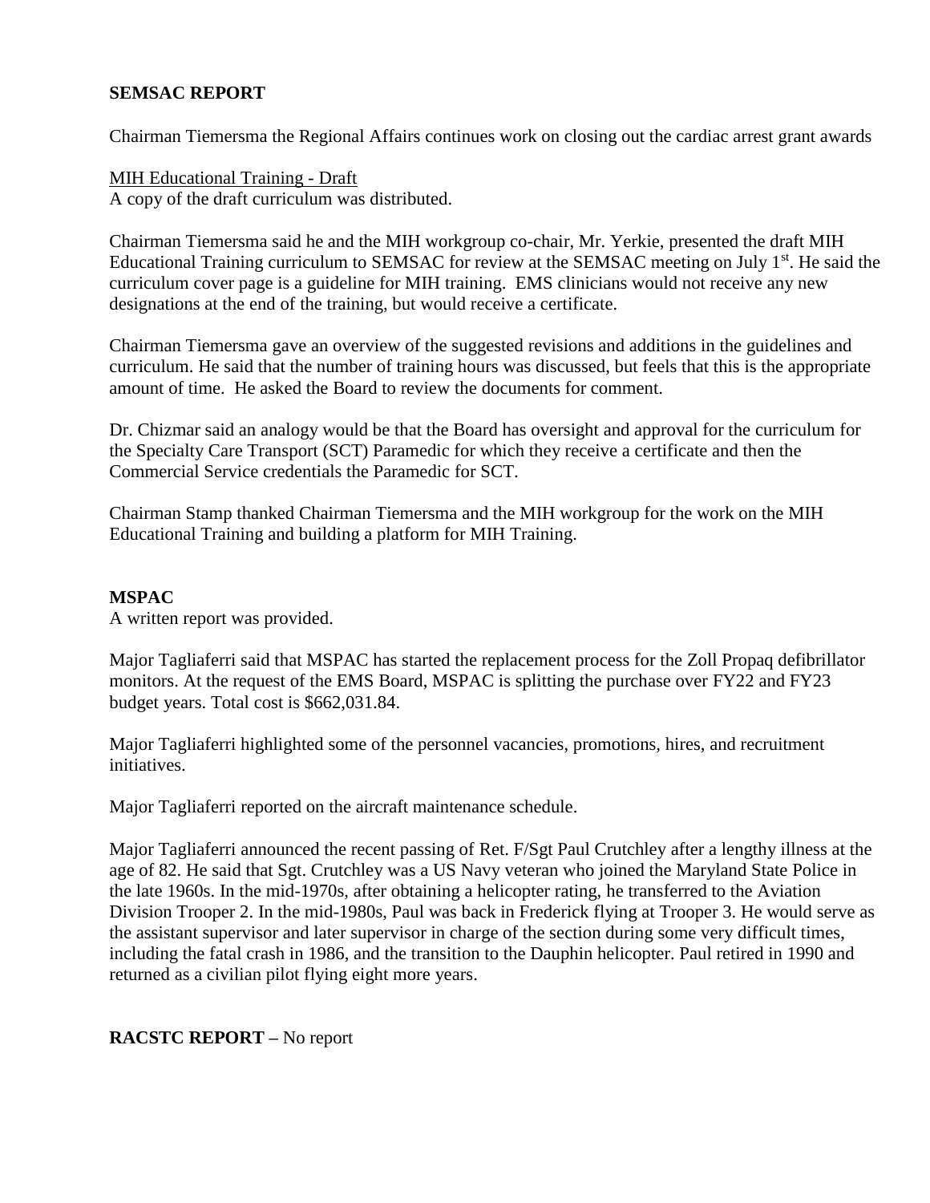**SEMSAC REPORT**

Chairman Tiemersma the Regional Affairs continues work on closing out the cardiac arrest grant awards

MIH Educational Training - Draft
A copy of the draft curriculum was distributed.

Chairman Tiemersma said he and the MIH workgroup co-chair, Mr. Yerkie, presented the draft MIH Educational Training curriculum to SEMSAC for review at the SEMSAC meeting on July 1st. He said the curriculum cover page is a guideline for MIH training. EMS clinicians would not receive any new designations at the end of the training, but would receive a certificate.

Chairman Tiemersma gave an overview of the suggested revisions and additions in the guidelines and curriculum. He said that the number of training hours was discussed, but feels that this is the appropriate amount of time. He asked the Board to review the documents for comment.

Dr. Chizmar said an analogy would be that the Board has oversight and approval for the curriculum for the Specialty Care Transport (SCT) Paramedic for which they receive a certificate and then the Commercial Service credentials the Paramedic for SCT.

Chairman Stamp thanked Chairman Tiemersma and the MIH workgroup for the work on the MIH Educational Training and building a platform for MIH Training.

**MSPAC**
A written report was provided.

Major Tagliaferri said that MSPAC has started the replacement process for the Zoll Propaq defibrillator monitors. At the request of the EMS Board, MSPAC is splitting the purchase over FY22 and FY23 budget years. Total cost is $662,031.84.

Major Tagliaferri highlighted some of the personnel vacancies, promotions, hires, and recruitment initiatives.

Major Tagliaferri reported on the aircraft maintenance schedule.

Major Tagliaferri announced the recent passing of Ret. F/Sgt Paul Crutchley after a lengthy illness at the age of 82. He said that Sgt. Crutchley was a US Navy veteran who joined the Maryland State Police in the late 1960s. In the mid-1970s, after obtaining a helicopter rating, he transferred to the Aviation Division Trooper 2. In the mid-1980s, Paul was back in Frederick flying at Trooper 3. He would serve as the assistant supervisor and later supervisor in charge of the section during some very difficult times, including the fatal crash in 1986, and the transition to the Dauphin helicopter. Paul retired in 1990 and returned as a civilian pilot flying eight more years.

**RACSTC REPORT –** No report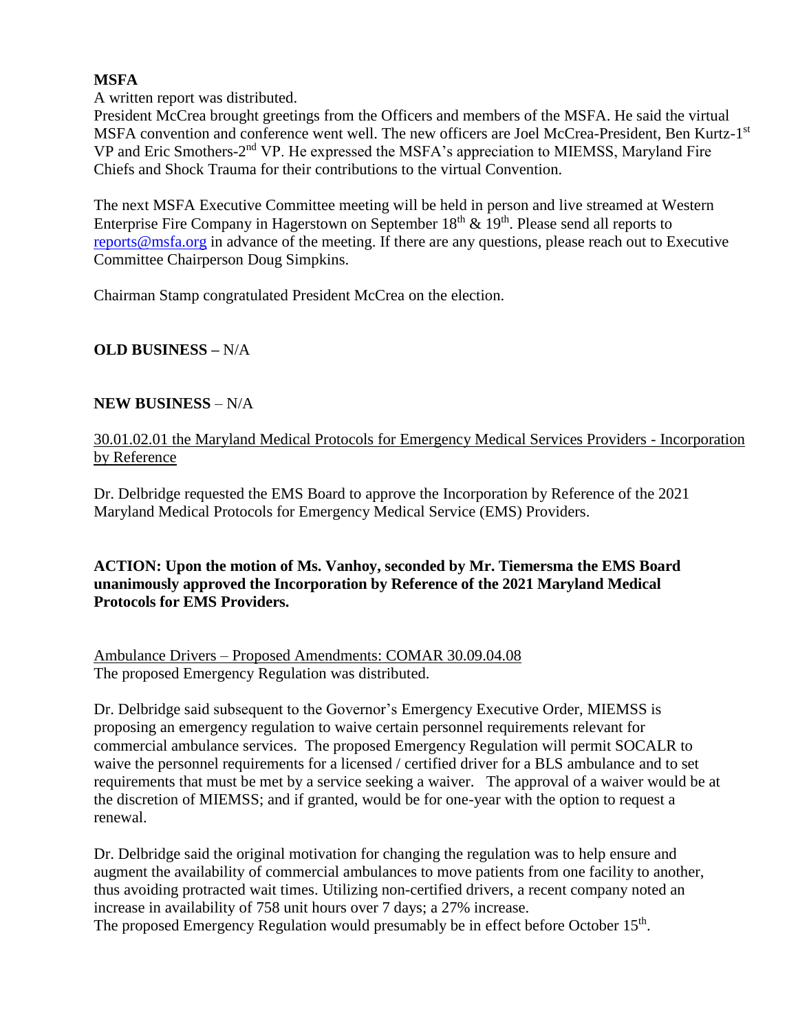**MSFA**

A written report was distributed.

President McCrea brought greetings from the Officers and members of the MSFA. He said the virtual MSFA convention and conference went well. The new officers are Joel McCrea-President, Ben Kurtz-1st VP and Eric Smothers-2nd VP. He expressed the MSFA's appreciation to MIEMSS, Maryland Fire Chiefs and Shock Trauma for their contributions to the virtual Convention.

The next MSFA Executive Committee meeting will be held in person and live streamed at Western Enterprise Fire Company in Hagerstown on September 18th & 19th. Please send all reports to reports@msfa.org in advance of the meeting. If there are any questions, please reach out to Executive Committee Chairperson Doug Simpkins.

Chairman Stamp congratulated President McCrea on the election.

**OLD BUSINESS –** N/A

**NEW BUSINESS** – N/A

30.01.02.01 the Maryland Medical Protocols for Emergency Medical Services Providers - Incorporation by Reference

Dr. Delbridge requested the EMS Board to approve the Incorporation by Reference of the 2021 Maryland Medical Protocols for Emergency Medical Service (EMS) Providers.

**ACTION: Upon the motion of Ms. Vanhoy, seconded by Mr. Tiemersma the EMS Board unanimously approved the Incorporation by Reference of the 2021 Maryland Medical Protocols for EMS Providers.**

Ambulance Drivers – Proposed Amendments: COMAR 30.09.04.08

The proposed Emergency Regulation was distributed.

Dr. Delbridge said subsequent to the Governor's Emergency Executive Order, MIEMSS is proposing an emergency regulation to waive certain personnel requirements relevant for commercial ambulance services. The proposed Emergency Regulation will permit SOCALR to waive the personnel requirements for a licensed / certified driver for a BLS ambulance and to set requirements that must be met by a service seeking a waiver. The approval of a waiver would be at the discretion of MIEMSS; and if granted, would be for one-year with the option to request a renewal.

Dr. Delbridge said the original motivation for changing the regulation was to help ensure and augment the availability of commercial ambulances to move patients from one facility to another, thus avoiding protracted wait times. Utilizing non-certified drivers, a recent company noted an increase in availability of 758 unit hours over 7 days; a 27% increase.

The proposed Emergency Regulation would presumably be in effect before October 15th.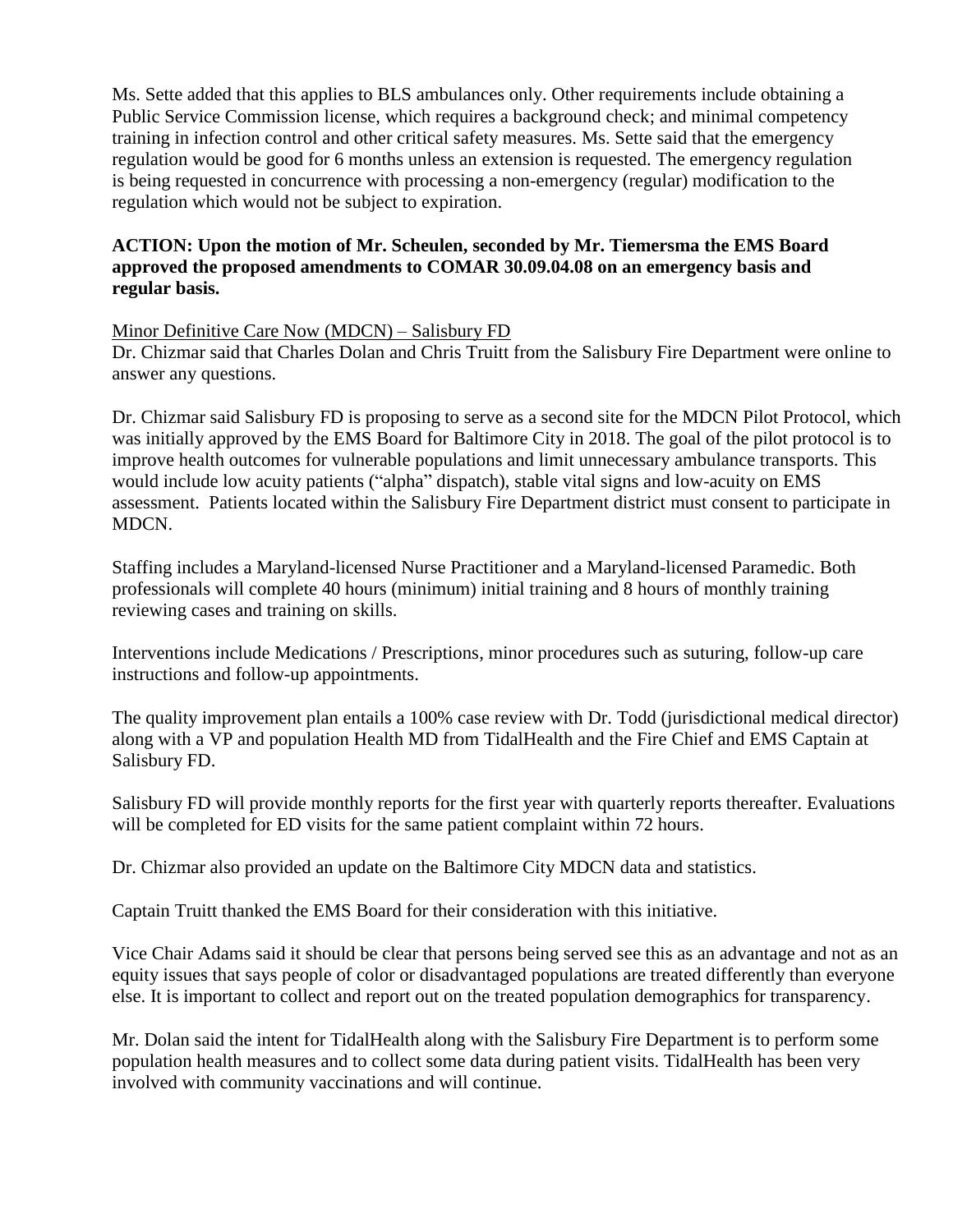Ms. Sette added that this applies to BLS ambulances only. Other requirements include obtaining a Public Service Commission license, which requires a background check; and minimal competency training in infection control and other critical safety measures. Ms. Sette said that the emergency regulation would be good for 6 months unless an extension is requested. The emergency regulation is being requested in concurrence with processing a non-emergency (regular) modification to the regulation which would not be subject to expiration.

**ACTION: Upon the motion of Mr. Scheulen, seconded by Mr. Tiemersma the EMS Board approved the proposed amendments to COMAR 30.09.04.08 on an emergency basis and regular basis.**

Minor Definitive Care Now (MDCN) – Salisbury FD

Dr. Chizmar said that Charles Dolan and Chris Truitt from the Salisbury Fire Department were online to answer any questions.

Dr. Chizmar said Salisbury FD is proposing to serve as a second site for the MDCN Pilot Protocol, which was initially approved by the EMS Board for Baltimore City in 2018. The goal of the pilot protocol is to improve health outcomes for vulnerable populations and limit unnecessary ambulance transports. This would include low acuity patients ("alpha" dispatch), stable vital signs and low-acuity on EMS assessment. Patients located within the Salisbury Fire Department district must consent to participate in MDCN.

Staffing includes a Maryland-licensed Nurse Practitioner and a Maryland-licensed Paramedic. Both professionals will complete 40 hours (minimum) initial training and 8 hours of monthly training reviewing cases and training on skills.

Interventions include Medications / Prescriptions, minor procedures such as suturing, follow-up care instructions and follow-up appointments.

The quality improvement plan entails a 100% case review with Dr. Todd (jurisdictional medical director) along with a VP and population Health MD from TidalHealth and the Fire Chief and EMS Captain at Salisbury FD.

Salisbury FD will provide monthly reports for the first year with quarterly reports thereafter. Evaluations will be completed for ED visits for the same patient complaint within 72 hours.

Dr. Chizmar also provided an update on the Baltimore City MDCN data and statistics.

Captain Truitt thanked the EMS Board for their consideration with this initiative.

Vice Chair Adams said it should be clear that persons being served see this as an advantage and not as an equity issues that says people of color or disadvantaged populations are treated differently than everyone else. It is important to collect and report out on the treated population demographics for transparency.

Mr. Dolan said the intent for TidalHealth along with the Salisbury Fire Department is to perform some population health measures and to collect some data during patient visits. TidalHealth has been very involved with community vaccinations and will continue.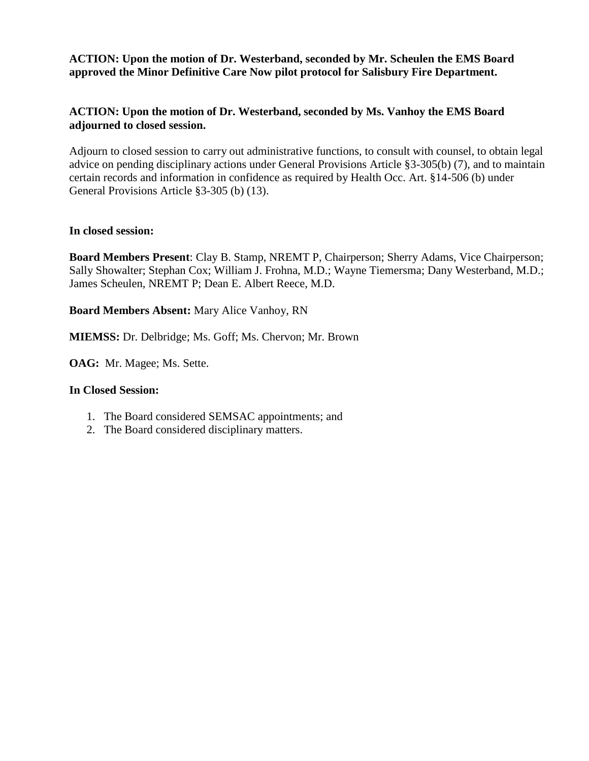**ACTION: Upon the motion of Dr. Westerband, seconded by Mr. Scheulen the EMS Board approved the Minor Definitive Care Now pilot protocol for Salisbury Fire Department.**

**ACTION: Upon the motion of Dr. Westerband, seconded by Ms. Vanhoy the EMS Board adjourned to closed session.**

Adjourn to closed session to carry out administrative functions, to consult with counsel, to obtain legal advice on pending disciplinary actions under General Provisions Article §3-305(b) (7), and to maintain certain records and information in confidence as required by Health Occ. Art. §14-506 (b) under General Provisions Article §3-305 (b) (13).

**In closed session:**

**Board Members Present**: Clay B. Stamp, NREMT P, Chairperson; Sherry Adams, Vice Chairperson; Sally Showalter; Stephan Cox; William J. Frohna, M.D.; Wayne Tiemersma; Dany Westerband, M.D.; James Scheulen, NREMT P; Dean E. Albert Reece, M.D.

**Board Members Absent:** Mary Alice Vanhoy, RN

**MIEMSS:** Dr. Delbridge; Ms. Goff; Ms. Chervon; Mr. Brown

**OAG:** Mr. Magee; Ms. Sette.

**In Closed Session:**

1. The Board considered SEMSAC appointments; and
2. The Board considered disciplinary matters.